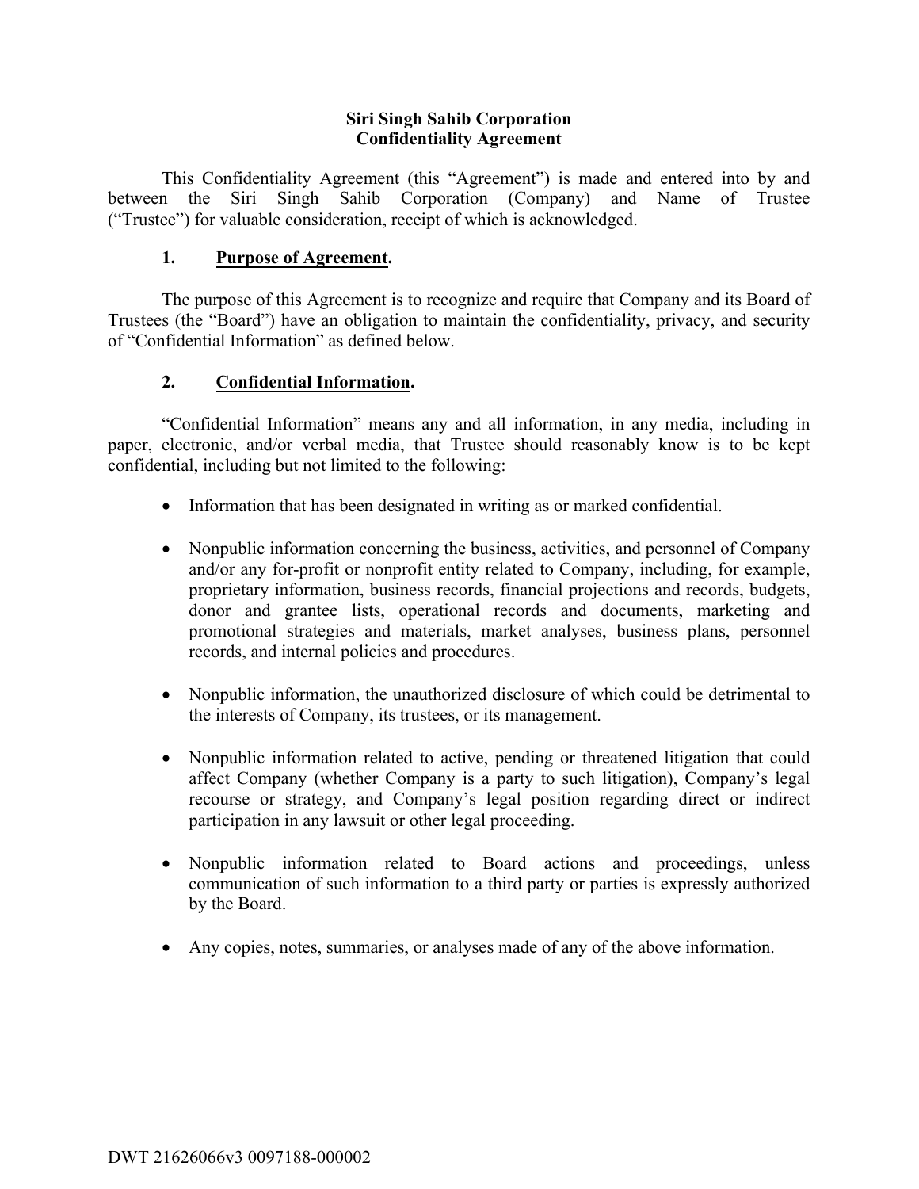**Siri Singh Sahib Corporation**
**Confidentiality Agreement**

This Confidentiality Agreement (this "Agreement") is made and entered into by and between the Siri Singh Sahib Corporation (Company) and Name of Trustee ("Trustee") for valuable consideration, receipt of which is acknowledged.

## 1. Purpose of Agreement.

The purpose of this Agreement is to recognize and require that Company and its Board of Trustees (the "Board") have an obligation to maintain the confidentiality, privacy, and security of "Confidential Information" as defined below.

## 2. Confidential Information.

"Confidential Information" means any and all information, in any media, including in paper, electronic, and/or verbal media, that Trustee should reasonably know is to be kept confidential, including but not limited to the following:

- Information that has been designated in writing as or marked confidential.
- Nonpublic information concerning the business, activities, and personnel of Company and/or any for-profit or nonprofit entity related to Company, including, for example, proprietary information, business records, financial projections and records, budgets, donor and grantee lists, operational records and documents, marketing and promotional strategies and materials, market analyses, business plans, personnel records, and internal policies and procedures.
- Nonpublic information, the unauthorized disclosure of which could be detrimental to the interests of Company, its trustees, or its management.
- Nonpublic information related to active, pending or threatened litigation that could affect Company (whether Company is a party to such litigation), Company's legal recourse or strategy, and Company's legal position regarding direct or indirect participation in any lawsuit or other legal proceeding.
- Nonpublic information related to Board actions and proceedings, unless communication of such information to a third party or parties is expressly authorized by the Board.
- Any copies, notes, summaries, or analyses made of any of the above information.

DWT 21626066v3 0097188-000002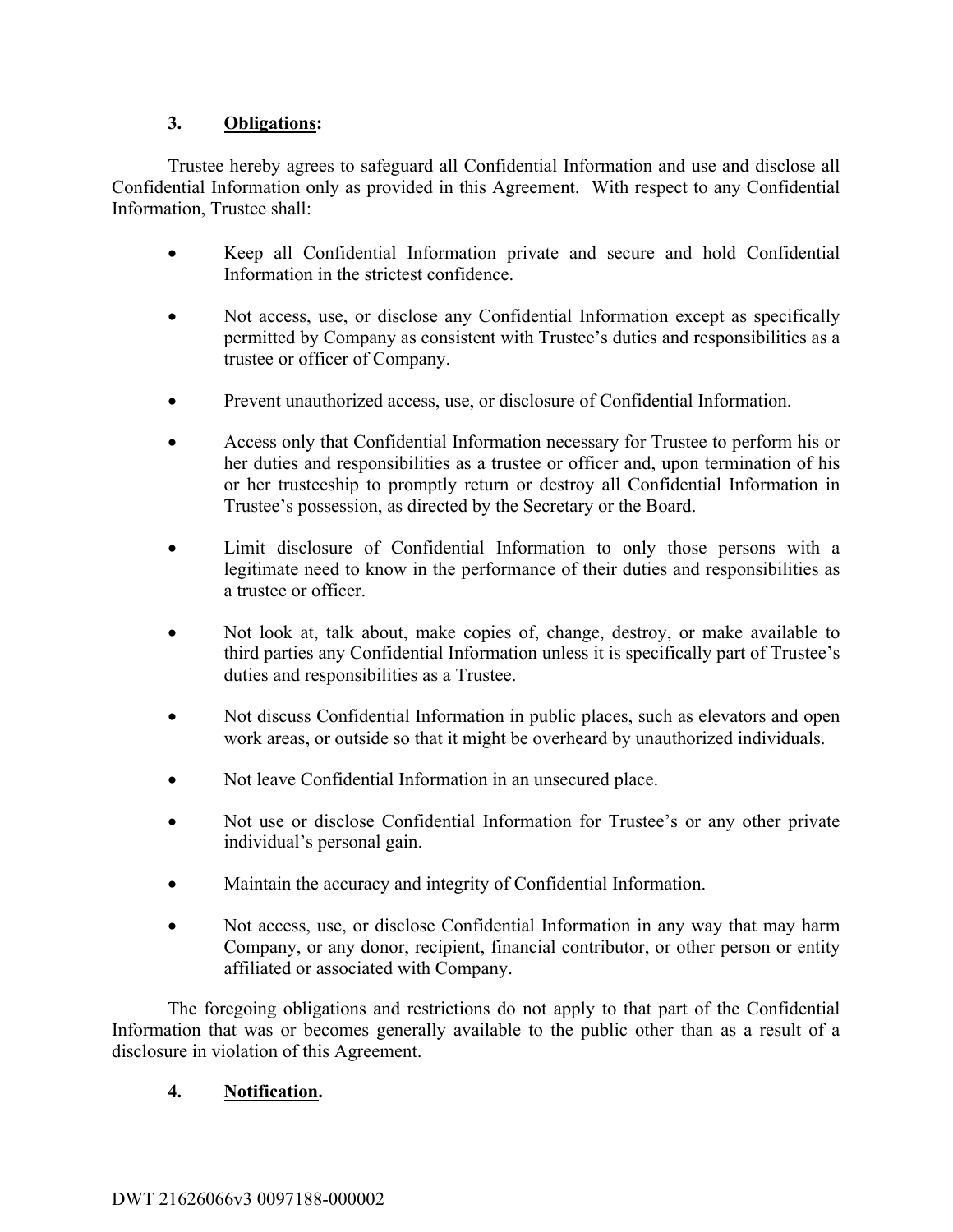### 3. **<u>Obligations</u>:**

Trustee hereby agrees to safeguard all Confidential Information and use and disclose all Confidential Information only as provided in this Agreement. With respect to any Confidential Information, Trustee shall:

- Keep all Confidential Information private and secure and hold Confidential Information in the strictest confidence.
- Not access, use, or disclose any Confidential Information except as specifically permitted by Company as consistent with Trustee's duties and responsibilities as a trustee or officer of Company.
- Prevent unauthorized access, use, or disclosure of Confidential Information.
- Access only that Confidential Information necessary for Trustee to perform his or her duties and responsibilities as a trustee or officer and, upon termination of his or her trusteeship to promptly return or destroy all Confidential Information in Trustee's possession, as directed by the Secretary or the Board.
- Limit disclosure of Confidential Information to only those persons with a legitimate need to know in the performance of their duties and responsibilities as a trustee or officer.
- Not look at, talk about, make copies of, change, destroy, or make available to third parties any Confidential Information unless it is specifically part of Trustee's duties and responsibilities as a Trustee.
- Not discuss Confidential Information in public places, such as elevators and open work areas, or outside so that it might be overheard by unauthorized individuals.
- Not leave Confidential Information in an unsecured place.
- Not use or disclose Confidential Information for Trustee's or any other private individual's personal gain.
- Maintain the accuracy and integrity of Confidential Information.
- Not access, use, or disclose Confidential Information in any way that may harm Company, or any donor, recipient, financial contributor, or other person or entity affiliated or associated with Company.

The foregoing obligations and restrictions do not apply to that part of the Confidential Information that was or becomes generally available to the public other than as a result of a disclosure in violation of this Agreement.

### 4. **<u>Notification</u>.**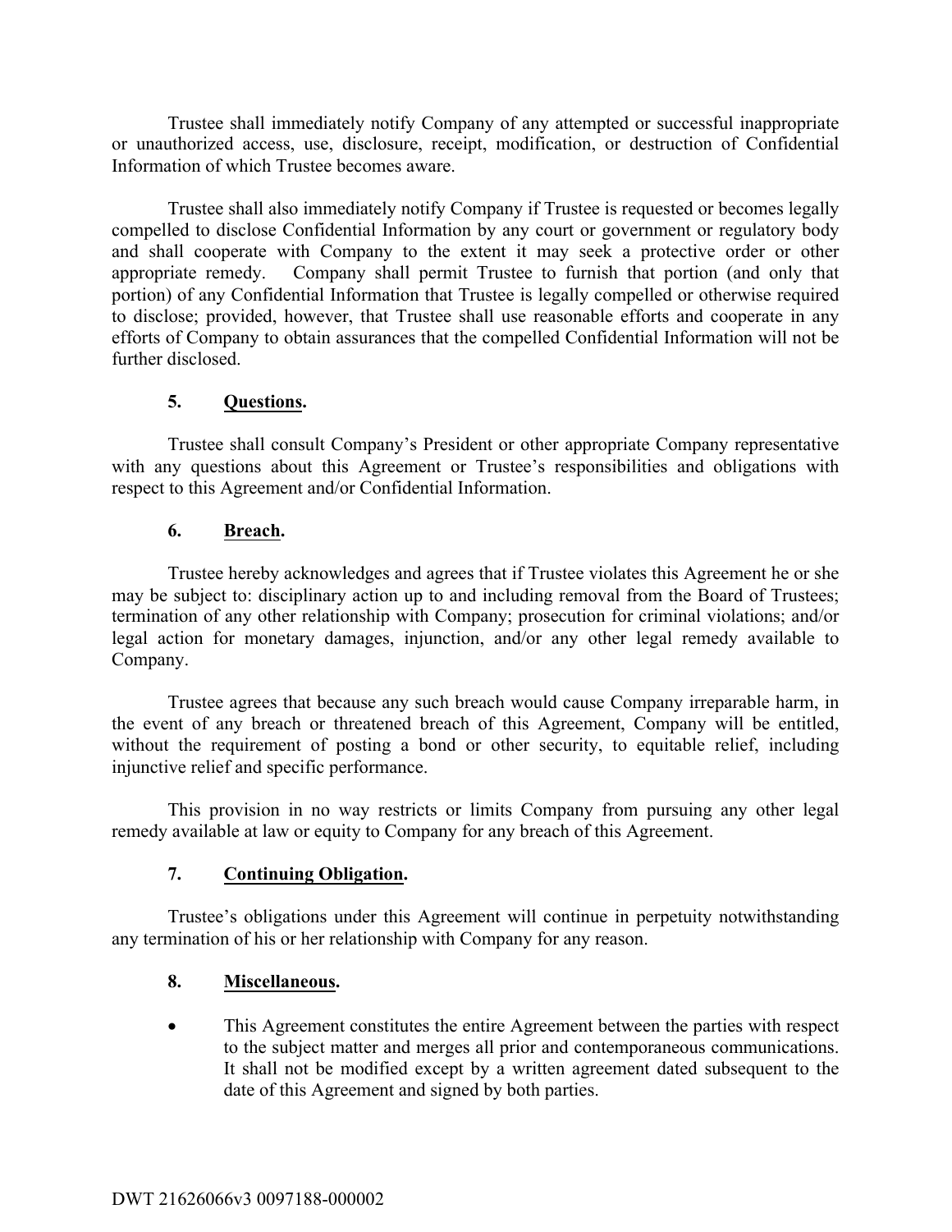Trustee shall immediately notify Company of any attempted or successful inappropriate or unauthorized access, use, disclosure, receipt, modification, or destruction of Confidential Information of which Trustee becomes aware.

Trustee shall also immediately notify Company if Trustee is requested or becomes legally compelled to disclose Confidential Information by any court or government or regulatory body and shall cooperate with Company to the extent it may seek a protective order or other appropriate remedy. Company shall permit Trustee to furnish that portion (and only that portion) of any Confidential Information that Trustee is legally compelled or otherwise required to disclose; provided, however, that Trustee shall use reasonable efforts and cooperate in any efforts of Company to obtain assurances that the compelled Confidential Information will not be further disclosed.

### 5. **Questions.**

Trustee shall consult Company's President or other appropriate Company representative with any questions about this Agreement or Trustee's responsibilities and obligations with respect to this Agreement and/or Confidential Information.

### 6. **Breach.**

Trustee hereby acknowledges and agrees that if Trustee violates this Agreement he or she may be subject to: disciplinary action up to and including removal from the Board of Trustees; termination of any other relationship with Company; prosecution for criminal violations; and/or legal action for monetary damages, injunction, and/or any other legal remedy available to Company.

Trustee agrees that because any such breach would cause Company irreparable harm, in the event of any breach or threatened breach of this Agreement, Company will be entitled, without the requirement of posting a bond or other security, to equitable relief, including injunctive relief and specific performance.

This provision in no way restricts or limits Company from pursuing any other legal remedy available at law or equity to Company for any breach of this Agreement.

### 7. **Continuing Obligation.**

Trustee's obligations under this Agreement will continue in perpetuity notwithstanding any termination of his or her relationship with Company for any reason.

### 8. **Miscellaneous.**

- This Agreement constitutes the entire Agreement between the parties with respect to the subject matter and merges all prior and contemporaneous communications. It shall not be modified except by a written agreement dated subsequent to the date of this Agreement and signed by both parties.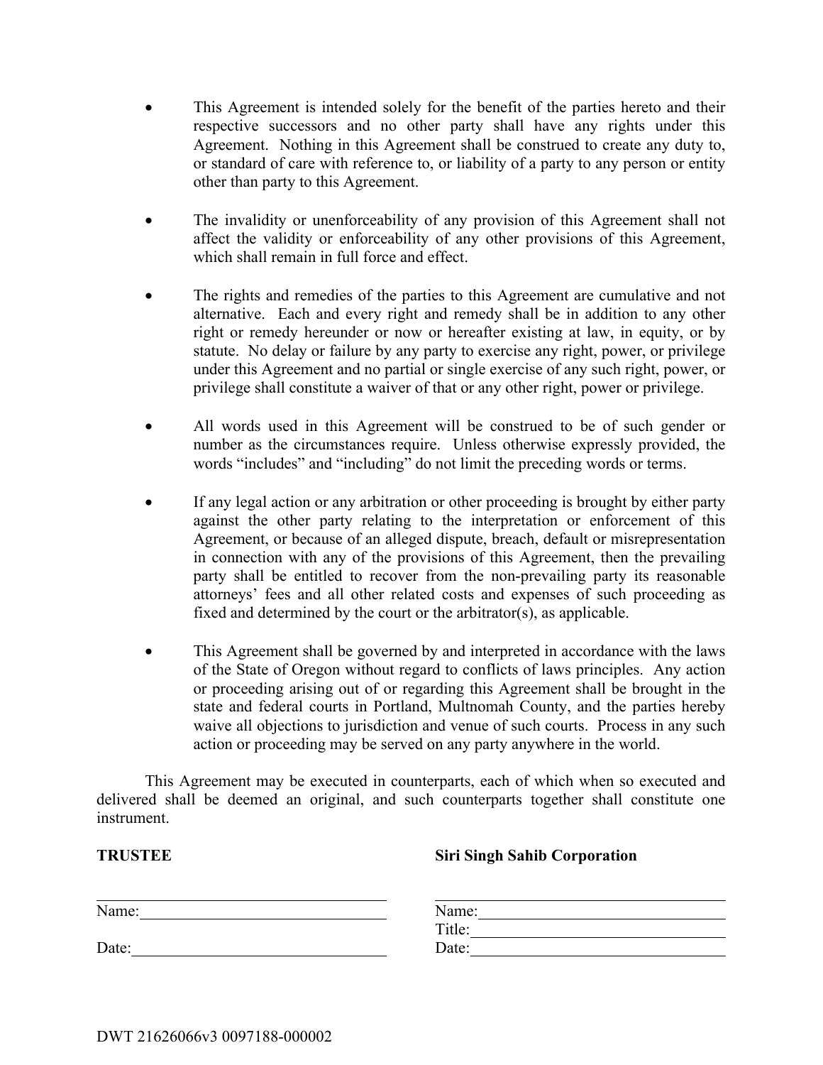- This Agreement is intended solely for the benefit of the parties hereto and their respective successors and no other party shall have any rights under this Agreement. Nothing in this Agreement shall be construed to create any duty to, or standard of care with reference to, or liability of a party to any person or entity other than party to this Agreement.

- The invalidity or unenforceability of any provision of this Agreement shall not affect the validity or enforceability of any other provisions of this Agreement, which shall remain in full force and effect.

- The rights and remedies of the parties to this Agreement are cumulative and not alternative. Each and every right and remedy shall be in addition to any other right or remedy hereunder or now or hereafter existing at law, in equity, or by statute. No delay or failure by any party to exercise any right, power, or privilege under this Agreement and no partial or single exercise of any such right, power, or privilege shall constitute a waiver of that or any other right, power or privilege.

- All words used in this Agreement will be construed to be of such gender or number as the circumstances require. Unless otherwise expressly provided, the words "includes" and "including" do not limit the preceding words or terms.

- If any legal action or any arbitration or other proceeding is brought by either party against the other party relating to the interpretation or enforcement of this Agreement, or because of an alleged dispute, breach, default or misrepresentation in connection with any of the provisions of this Agreement, then the prevailing party shall be entitled to recover from the non-prevailing party its reasonable attorneys' fees and all other related costs and expenses of such proceeding as fixed and determined by the court or the arbitrator(s), as applicable.

- This Agreement shall be governed by and interpreted in accordance with the laws of the State of Oregon without regard to conflicts of laws principles. Any action or proceeding arising out of or regarding this Agreement shall be brought in the state and federal courts in Portland, Multnomah County, and the parties hereby waive all objections to jurisdiction and venue of such courts. Process in any such action or proceeding may be served on any party anywhere in the world.

This Agreement may be executed in counterparts, each of which when so executed and delivered shall be deemed an original, and such counterparts together shall constitute one instrument.

**TRUSTEE**

______________________________

Name: ______________________________

Date: ______________________________

**Siri Singh Sahib Corporation**

______________________________

Name: ______________________________

Title: ______________________________

Date: ______________________________

DWT 21626066v3 0097188-000002